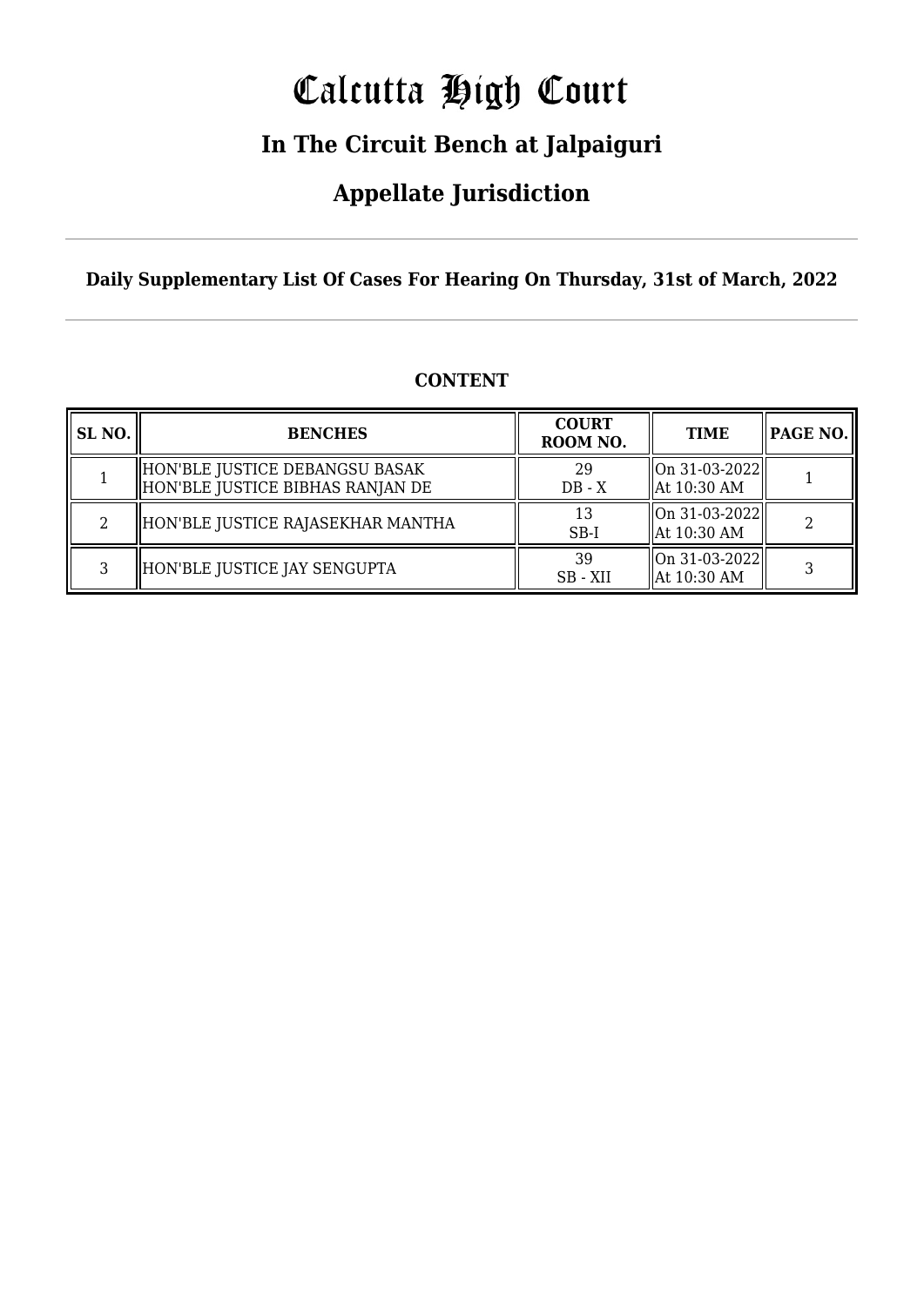# Calcutta High Court

## In The Circuit Bench at Jalpaiguri

## Appellate Jurisdiction

**Daily Supplementary List Of Cases For Hearing On Thursday, 31st of March, 2022**

**CONTENT**

| SL NO. | BENCHES | COURT ROOM NO. | TIME | PAGE NO. |
|---|---|---|---|---|
| 1 | HON'BLE JUSTICE DEBANGSU BASAK<br>HON'BLE JUSTICE BIBHAS RANJAN DE | 29<br>DB - X | On 31-03-2022<br>At 10:30 AM | 1 |
| 2 | HON'BLE JUSTICE RAJASEKHAR MANTHA | 13<br>SB-I | On 31-03-2022<br>At 10:30 AM | 2 |
| 3 | HON'BLE JUSTICE JAY SENGUPTA | 39<br>SB - XII | On 31-03-2022<br>At 10:30 AM | 3 |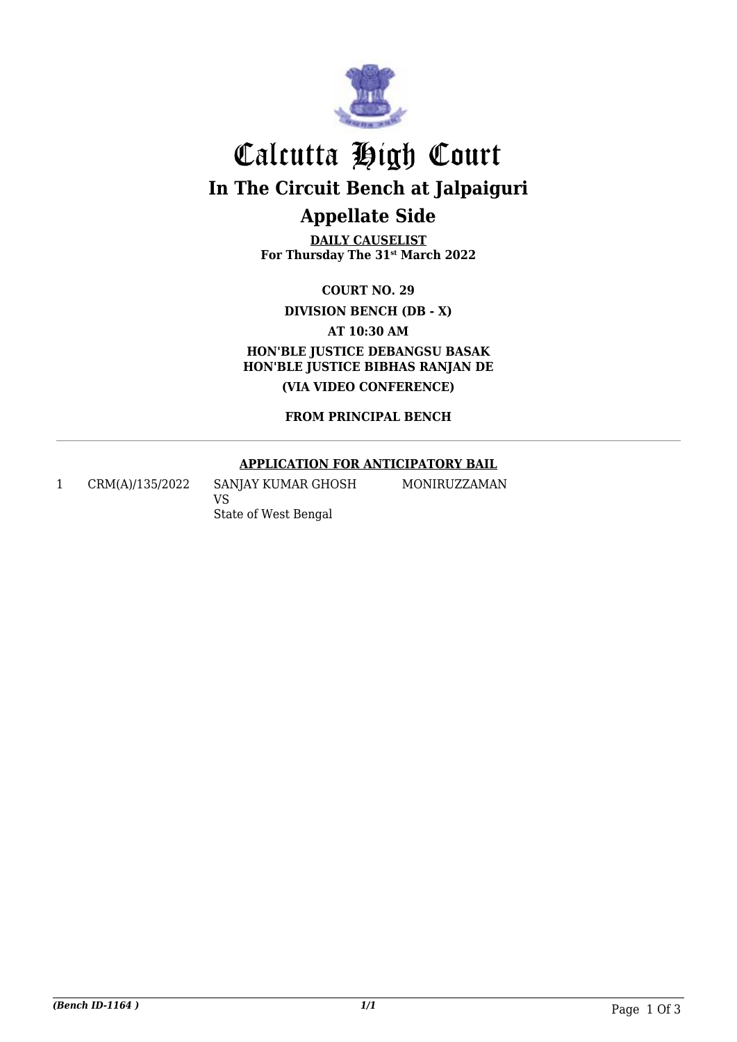# Calcutta High Court

## In The Circuit Bench at Jalpaiguri

## Appellate Side

**DAILY CAUSELIST**
**For Thursday The 31st March 2022**

**COURT NO. 29**

**DIVISION BENCH (DB - X)**

**AT 10:30 AM**

**HON'BLE JUSTICE DEBANGSU BASAK**
**HON'BLE JUSTICE BIBHAS RANJAN DE**

**(VIA VIDEO CONFERENCE)**

**FROM PRINCIPAL BENCH**

---

**APPLICATION FOR ANTICIPATORY BAIL**

| | | | |
|---|---|---|---|
| 1 | CRM(A)/135/2022 | SANJAY KUMAR GHOSH<br>VS<br>State of West Bengal | MONIRUZZAMAN |

*(Bench ID-1164 )* *1/1*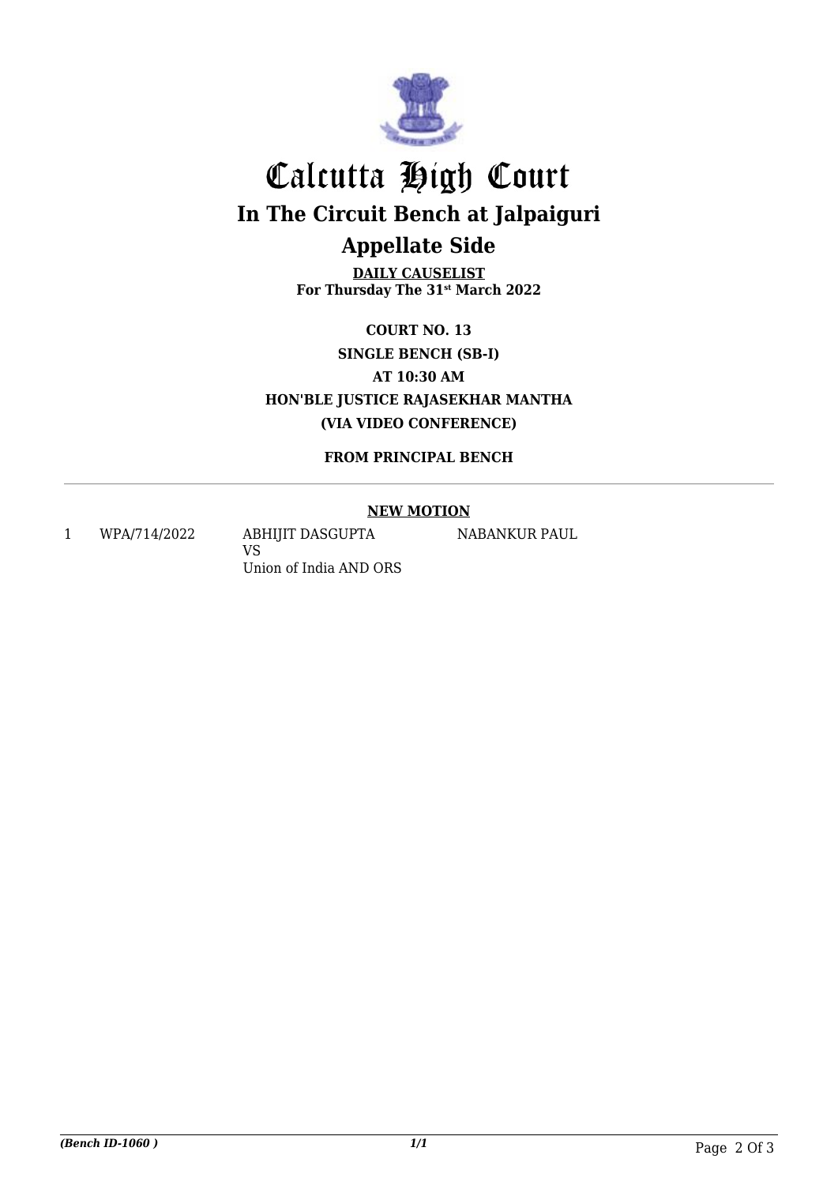# Calcutta High Court

## In The Circuit Bench at Jalpaiguri

## Appellate Side

**DAILY CAUSELIST**
**For Thursday The 31st March 2022**

**COURT NO. 13**

**SINGLE BENCH (SB-I)**

**AT 10:30 AM**

**HON'BLE JUSTICE RAJASEKHAR MANTHA**

**(VIA VIDEO CONFERENCE)**

**FROM PRINCIPAL BENCH**

**NEW MOTION**

| | | | |
|---|---|---|---|
| 1 | WPA/714/2022 | ABHIJIT DASGUPTA<br>VS<br>Union of India AND ORS | NABANKUR PAUL |

*(Bench ID-1060 )*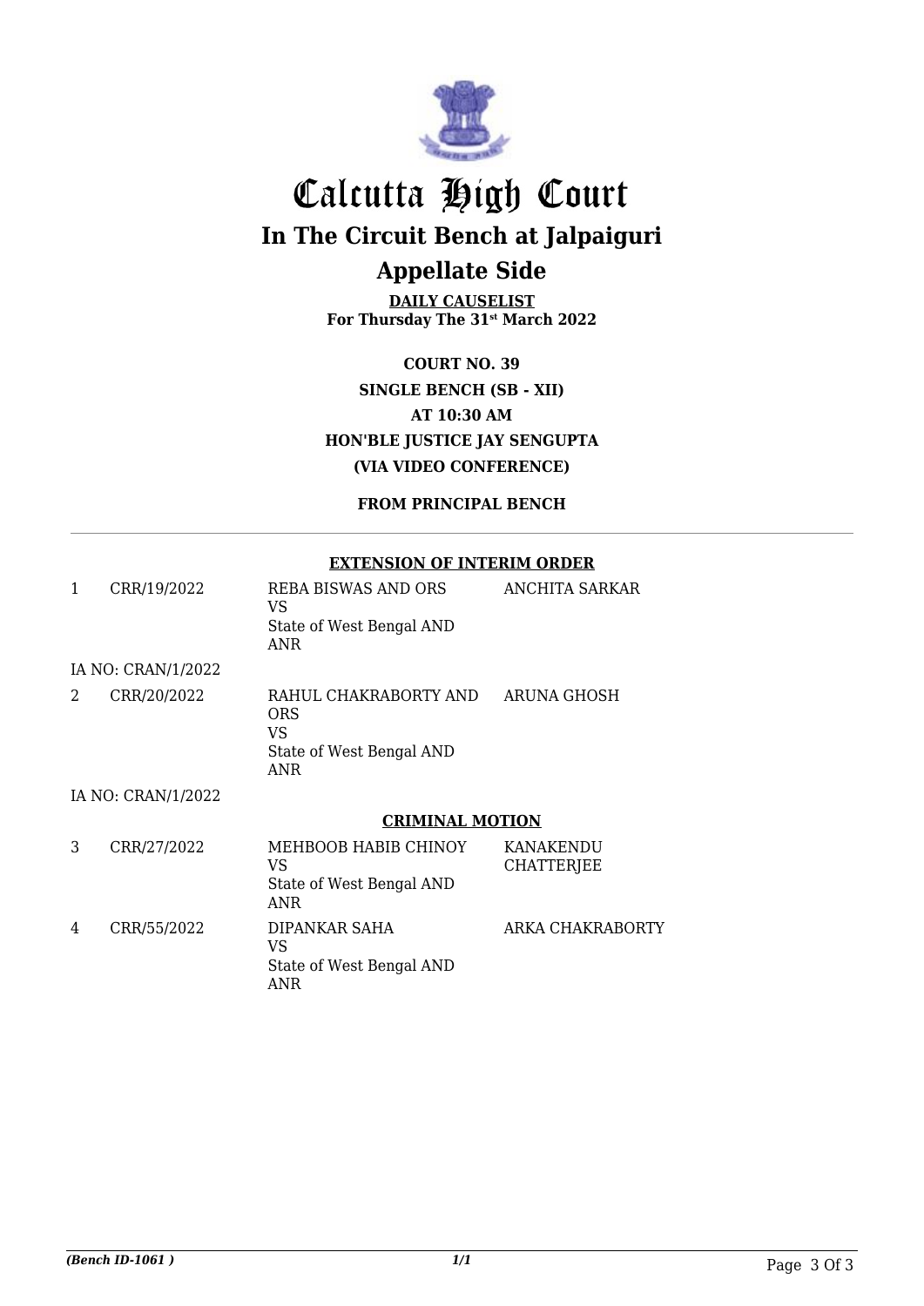# Calcutta High Court

## In The Circuit Bench at Jalpaiguri

## Appellate Side

**DAILY CAUSELIST**
**For Thursday The 31st March 2022**

**COURT NO. 39**
**SINGLE BENCH (SB - XII)**
**AT 10:30 AM**
**HON'BLE JUSTICE JAY SENGUPTA**
**(VIA VIDEO CONFERENCE)**

**FROM PRINCIPAL BENCH**

---

**EXTENSION OF INTERIM ORDER**

| | | | |
|---|---|---|---|
| 1 | CRR/19/2022 | REBA BISWAS AND ORS VS State of West Bengal AND ANR | ANCHITA SARKAR |
| | IA NO: CRAN/1/2022 | | |
| 2 | CRR/20/2022 | RAHUL CHAKRABORTY AND ORS VS State of West Bengal AND ANR | ARUNA GHOSH |
| | IA NO: CRAN/1/2022 | | |

**CRIMINAL MOTION**

| | | | |
|---|---|---|---|
| 3 | CRR/27/2022 | MEHBOOB HABIB CHINOY VS State of West Bengal AND ANR | KANAKENDU CHATTERJEE |
| 4 | CRR/55/2022 | DIPANKAR SAHA VS State of West Bengal AND ANR | ARKA CHAKRABORTY |

*(Bench ID-1061 )* 1/1